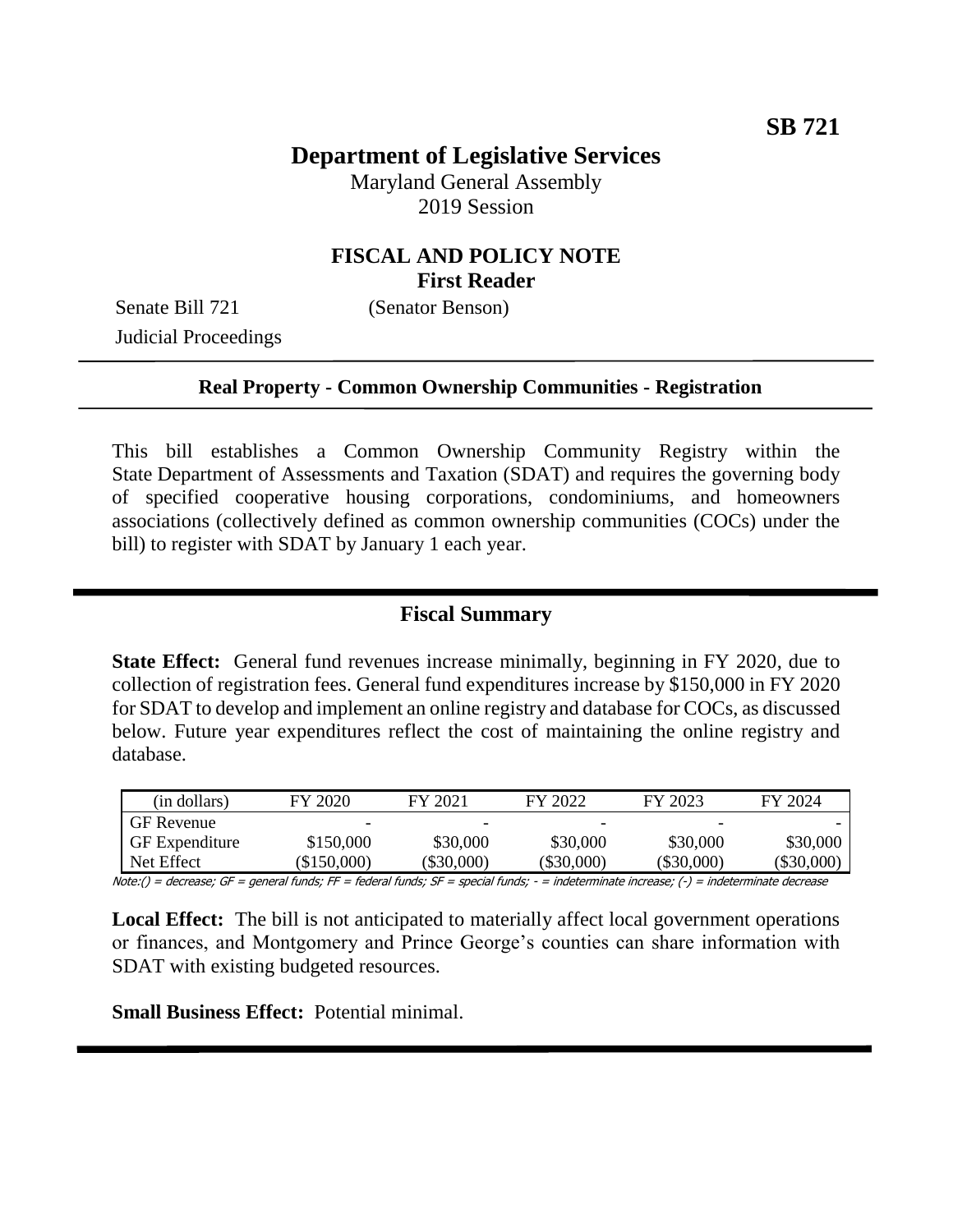**SB 721**

# Department of Legislative Services

Maryland General Assembly
2019 Session

## FISCAL AND POLICY NOTE
**First Reader**

Senate Bill 721 (Senator Benson)
Judicial Proceedings

**Real Property - Common Ownership Communities - Registration**

This bill establishes a Common Ownership Community Registry within the State Department of Assessments and Taxation (SDAT) and requires the governing body of specified cooperative housing corporations, condominiums, and homeowners associations (collectively defined as common ownership communities (COCs) under the bill) to register with SDAT by January 1 each year.

## Fiscal Summary

**State Effect:** General fund revenues increase minimally, beginning in FY 2020, due to collection of registration fees. General fund expenditures increase by $150,000 in FY 2020 for SDAT to develop and implement an online registry and database for COCs, as discussed below. Future year expenditures reflect the cost of maintaining the online registry and database.

| (in dollars) | FY 2020 | FY 2021 | FY 2022 | FY 2023 | FY 2024 |
|---|---|---|---|---|---|
| GF Revenue | - | - | - | - | - |
| GF Expenditure | $150,000 | $30,000 | $30,000 | $30,000 | $30,000 |
| Net Effect | ($150,000) | ($30,000) | ($30,000) | ($30,000) | ($30,000) |

Note:() = decrease; GF = general funds; FF = federal funds; SF = special funds; - = indeterminate increase; (-) = indeterminate decrease

**Local Effect:** The bill is not anticipated to materially affect local government operations or finances, and Montgomery and Prince George's counties can share information with SDAT with existing budgeted resources.

**Small Business Effect:** Potential minimal.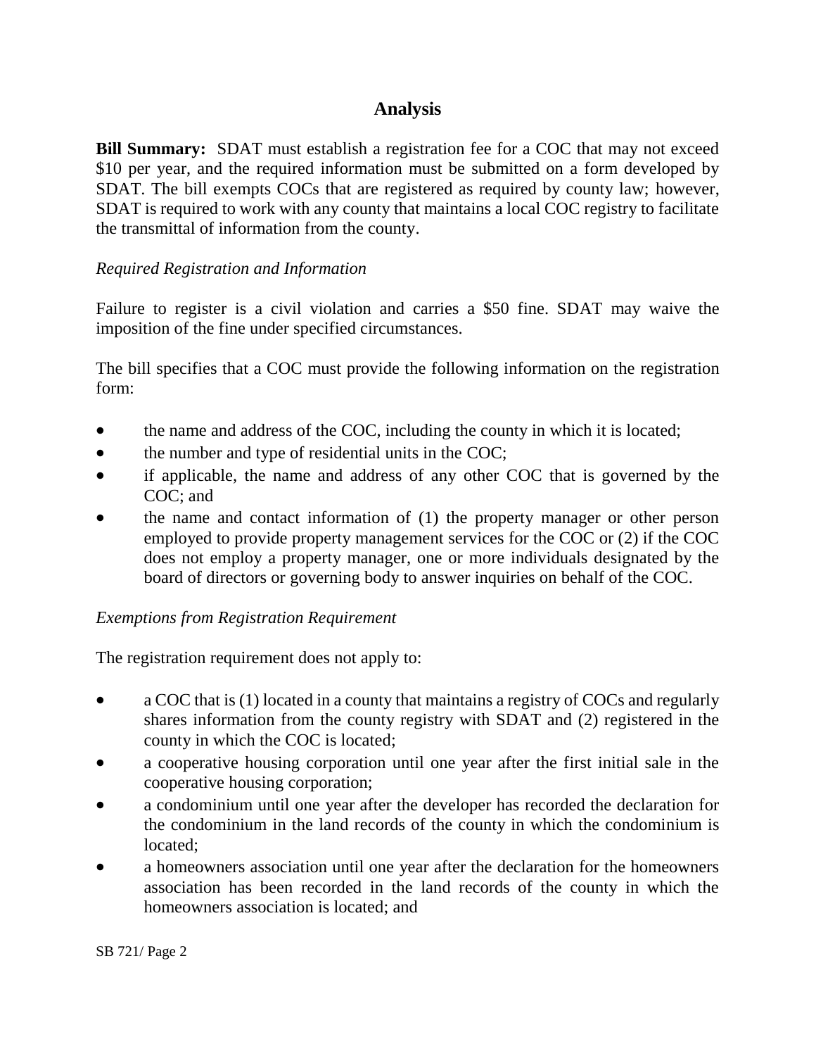## Analysis

**Bill Summary:** SDAT must establish a registration fee for a COC that may not exceed \$10 per year, and the required information must be submitted on a form developed by SDAT. The bill exempts COCs that are registered as required by county law; however, SDAT is required to work with any county that maintains a local COC registry to facilitate the transmittal of information from the county.

*Required Registration and Information*

Failure to register is a civil violation and carries a \$50 fine. SDAT may waive the imposition of the fine under specified circumstances.

The bill specifies that a COC must provide the following information on the registration form:

- the name and address of the COC, including the county in which it is located;
- the number and type of residential units in the COC;
- if applicable, the name and address of any other COC that is governed by the COC; and
- the name and contact information of (1) the property manager or other person employed to provide property management services for the COC or (2) if the COC does not employ a property manager, one or more individuals designated by the board of directors or governing body to answer inquiries on behalf of the COC.

*Exemptions from Registration Requirement*

The registration requirement does not apply to:

- a COC that is (1) located in a county that maintains a registry of COCs and regularly shares information from the county registry with SDAT and (2) registered in the county in which the COC is located;
- a cooperative housing corporation until one year after the first initial sale in the cooperative housing corporation;
- a condominium until one year after the developer has recorded the declaration for the condominium in the land records of the county in which the condominium is located;
- a homeowners association until one year after the declaration for the homeowners association has been recorded in the land records of the county in which the homeowners association is located; and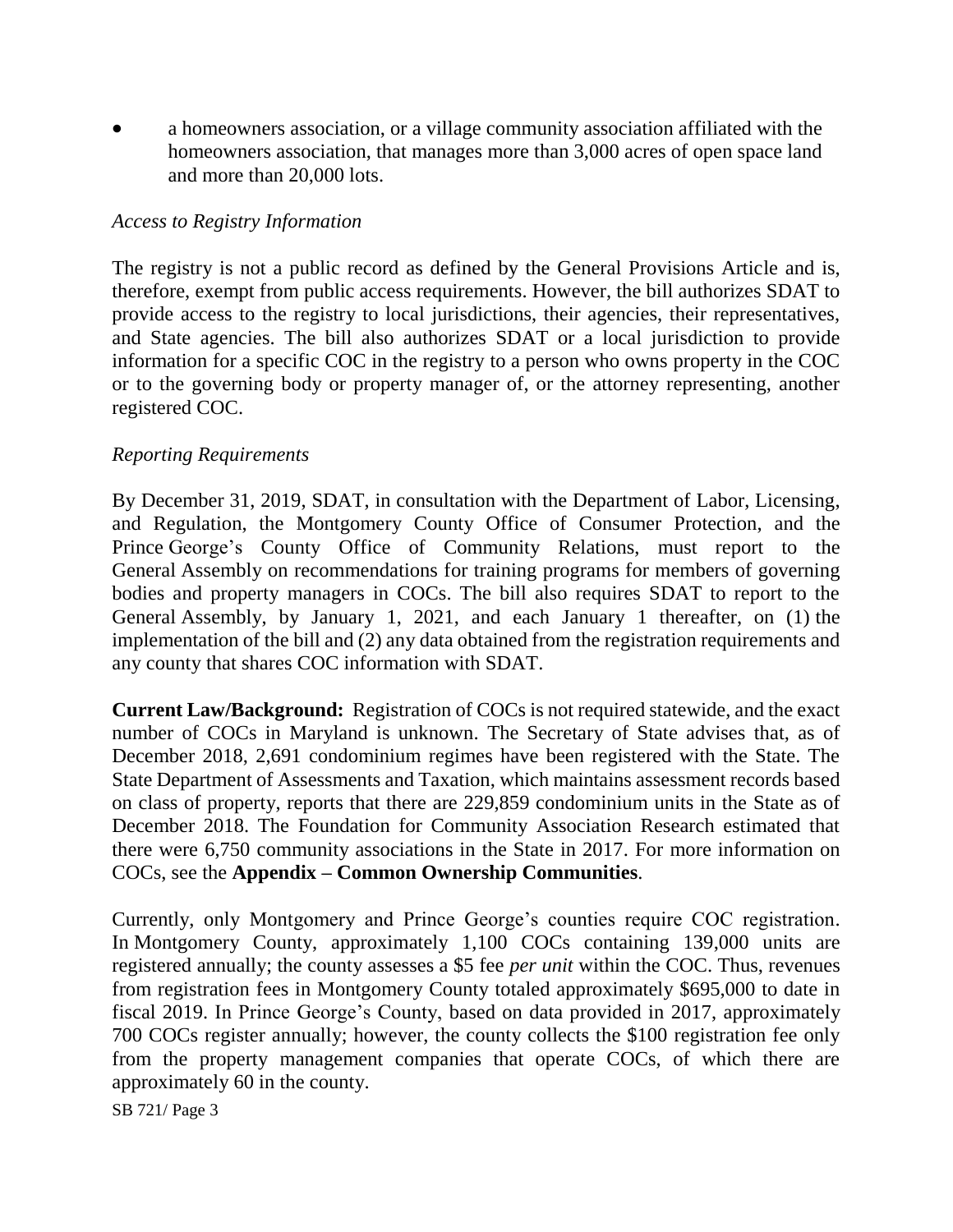- a homeowners association, or a village community association affiliated with the homeowners association, that manages more than 3,000 acres of open space land and more than 20,000 lots.

*Access to Registry Information*

The registry is not a public record as defined by the General Provisions Article and is, therefore, exempt from public access requirements. However, the bill authorizes SDAT to provide access to the registry to local jurisdictions, their agencies, their representatives, and State agencies. The bill also authorizes SDAT or a local jurisdiction to provide information for a specific COC in the registry to a person who owns property in the COC or to the governing body or property manager of, or the attorney representing, another registered COC.

*Reporting Requirements*

By December 31, 2019, SDAT, in consultation with the Department of Labor, Licensing, and Regulation, the Montgomery County Office of Consumer Protection, and the Prince George's County Office of Community Relations, must report to the General Assembly on recommendations for training programs for members of governing bodies and property managers in COCs. The bill also requires SDAT to report to the General Assembly, by January 1, 2021, and each January 1 thereafter, on (1) the implementation of the bill and (2) any data obtained from the registration requirements and any county that shares COC information with SDAT.

**Current Law/Background:** Registration of COCs is not required statewide, and the exact number of COCs in Maryland is unknown. The Secretary of State advises that, as of December 2018, 2,691 condominium regimes have been registered with the State. The State Department of Assessments and Taxation, which maintains assessment records based on class of property, reports that there are 229,859 condominium units in the State as of December 2018. The Foundation for Community Association Research estimated that there were 6,750 community associations in the State in 2017. For more information on COCs, see the **Appendix – Common Ownership Communities**.

Currently, only Montgomery and Prince George's counties require COC registration. In Montgomery County, approximately 1,100 COCs containing 139,000 units are registered annually; the county assesses a $5 fee *per unit* within the COC. Thus, revenues from registration fees in Montgomery County totaled approximately $695,000 to date in fiscal 2019. In Prince George's County, based on data provided in 2017, approximately 700 COCs register annually; however, the county collects the $100 registration fee only from the property management companies that operate COCs, of which there are approximately 60 in the county.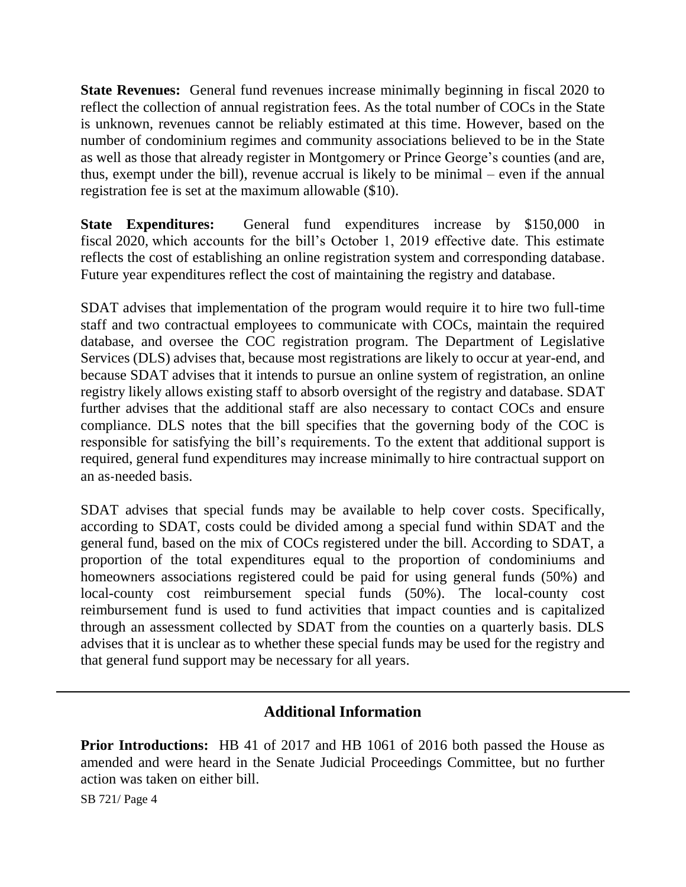**State Revenues:** General fund revenues increase minimally beginning in fiscal 2020 to reflect the collection of annual registration fees. As the total number of COCs in the State is unknown, revenues cannot be reliably estimated at this time. However, based on the number of condominium regimes and community associations believed to be in the State as well as those that already register in Montgomery or Prince George's counties (and are, thus, exempt under the bill), revenue accrual is likely to be minimal – even if the annual registration fee is set at the maximum allowable ($10).

**State Expenditures:** General fund expenditures increase by $150,000 in fiscal 2020, which accounts for the bill's October 1, 2019 effective date. This estimate reflects the cost of establishing an online registration system and corresponding database. Future year expenditures reflect the cost of maintaining the registry and database.

SDAT advises that implementation of the program would require it to hire two full-time staff and two contractual employees to communicate with COCs, maintain the required database, and oversee the COC registration program. The Department of Legislative Services (DLS) advises that, because most registrations are likely to occur at year-end, and because SDAT advises that it intends to pursue an online system of registration, an online registry likely allows existing staff to absorb oversight of the registry and database. SDAT further advises that the additional staff are also necessary to contact COCs and ensure compliance. DLS notes that the bill specifies that the governing body of the COC is responsible for satisfying the bill's requirements. To the extent that additional support is required, general fund expenditures may increase minimally to hire contractual support on an as-needed basis.

SDAT advises that special funds may be available to help cover costs. Specifically, according to SDAT, costs could be divided among a special fund within SDAT and the general fund, based on the mix of COCs registered under the bill. According to SDAT, a proportion of the total expenditures equal to the proportion of condominiums and homeowners associations registered could be paid for using general funds (50%) and local-county cost reimbursement special funds (50%). The local-county cost reimbursement fund is used to fund activities that impact counties and is capitalized through an assessment collected by SDAT from the counties on a quarterly basis. DLS advises that it is unclear as to whether these special funds may be used for the registry and that general fund support may be necessary for all years.

## Additional Information

**Prior Introductions:** HB 41 of 2017 and HB 1061 of 2016 both passed the House as amended and were heard in the Senate Judicial Proceedings Committee, but no further action was taken on either bill.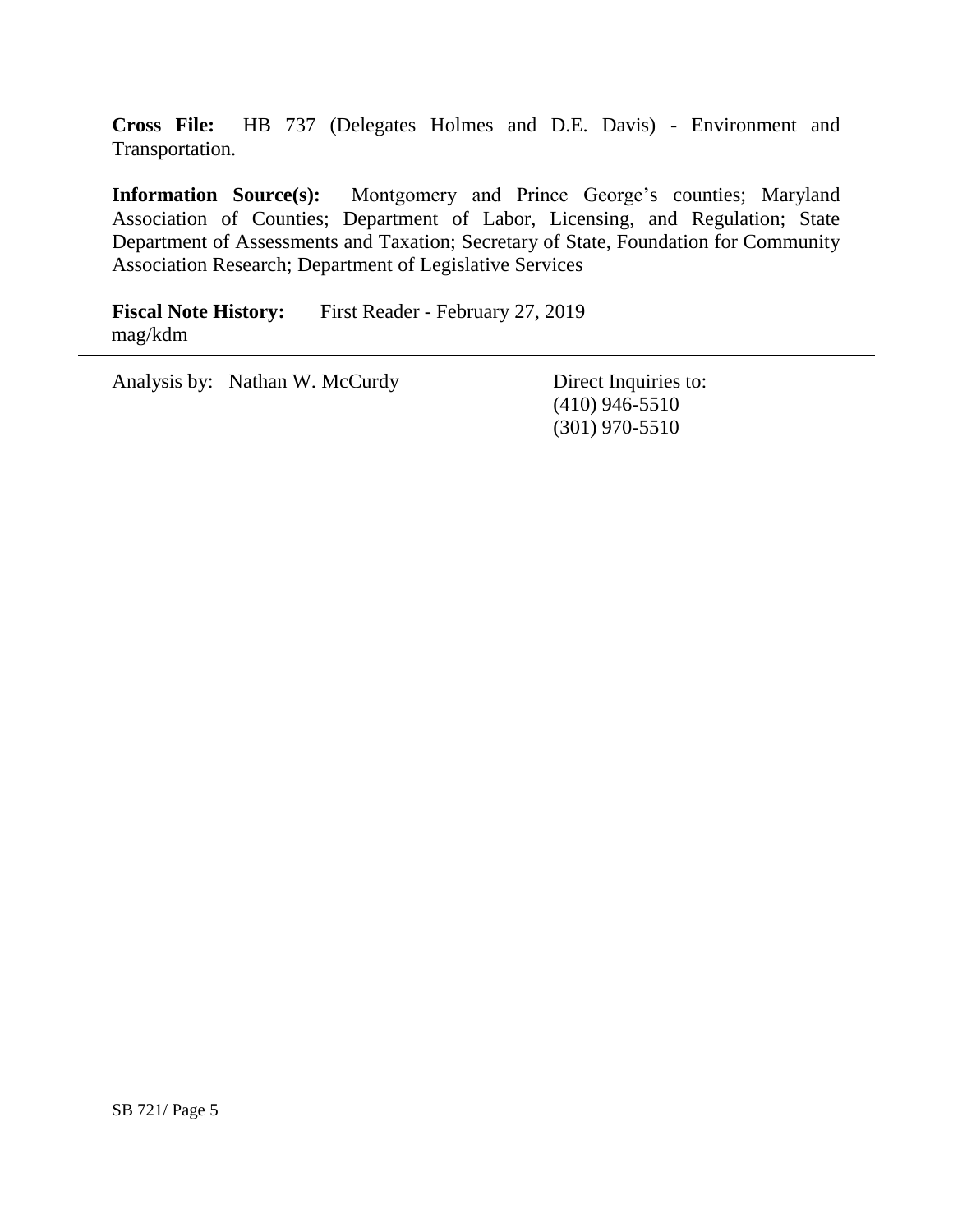**Cross File:** HB 737 (Delegates Holmes and D.E. Davis) - Environment and Transportation.

**Information Source(s):** Montgomery and Prince George's counties; Maryland Association of Counties; Department of Labor, Licensing, and Regulation; State Department of Assessments and Taxation; Secretary of State, Foundation for Community Association Research; Department of Legislative Services

**Fiscal Note History:** First Reader - February 27, 2019
mag/kdm

---

Analysis by: Nathan W. McCurdy

Direct Inquiries to:
(410) 946-5510
(301) 970-5510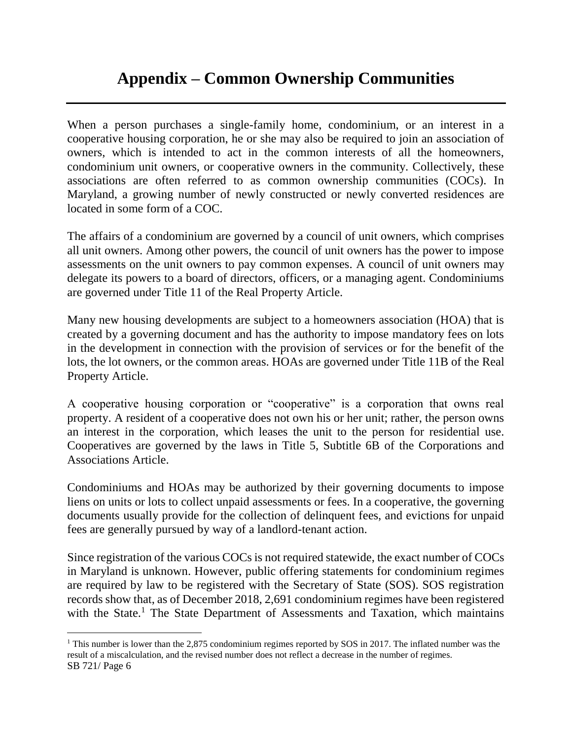# Appendix – Common Ownership Communities

When a person purchases a single-family home, condominium, or an interest in a cooperative housing corporation, he or she may also be required to join an association of owners, which is intended to act in the common interests of all the homeowners, condominium unit owners, or cooperative owners in the community. Collectively, these associations are often referred to as common ownership communities (COCs). In Maryland, a growing number of newly constructed or newly converted residences are located in some form of a COC.

The affairs of a condominium are governed by a council of unit owners, which comprises all unit owners. Among other powers, the council of unit owners has the power to impose assessments on the unit owners to pay common expenses. A council of unit owners may delegate its powers to a board of directors, officers, or a managing agent. Condominiums are governed under Title 11 of the Real Property Article.

Many new housing developments are subject to a homeowners association (HOA) that is created by a governing document and has the authority to impose mandatory fees on lots in the development in connection with the provision of services or for the benefit of the lots, the lot owners, or the common areas. HOAs are governed under Title 11B of the Real Property Article.

A cooperative housing corporation or "cooperative" is a corporation that owns real property. A resident of a cooperative does not own his or her unit; rather, the person owns an interest in the corporation, which leases the unit to the person for residential use. Cooperatives are governed by the laws in Title 5, Subtitle 6B of the Corporations and Associations Article.

Condominiums and HOAs may be authorized by their governing documents to impose liens on units or lots to collect unpaid assessments or fees. In a cooperative, the governing documents usually provide for the collection of delinquent fees, and evictions for unpaid fees are generally pursued by way of a landlord-tenant action.

Since registration of the various COCs is not required statewide, the exact number of COCs in Maryland is unknown. However, public offering statements for condominium regimes are required by law to be registered with the Secretary of State (SOS). SOS registration records show that, as of December 2018, 2,691 condominium regimes have been registered with the State.[1] The State Department of Assessments and Taxation, which maintains

[1] This number is lower than the 2,875 condominium regimes reported by SOS in 2017. The inflated number was the result of a miscalculation, and the revised number does not reflect a decrease in the number of regimes.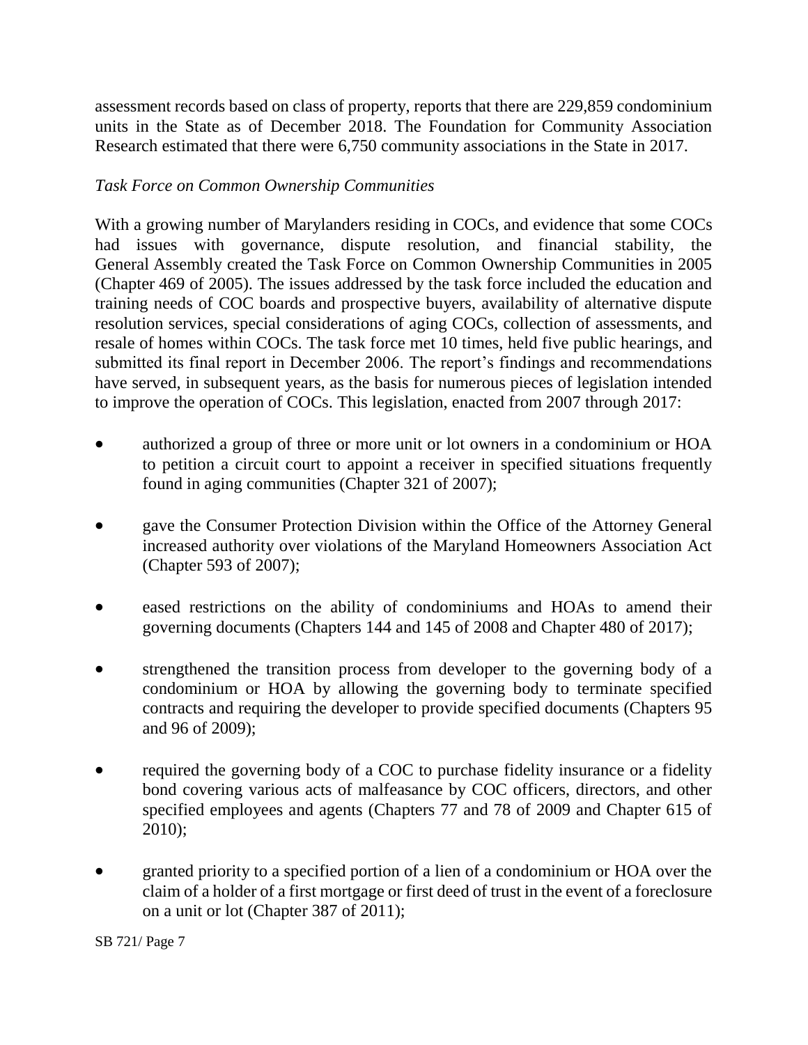assessment records based on class of property, reports that there are 229,859 condominium units in the State as of December 2018. The Foundation for Community Association Research estimated that there were 6,750 community associations in the State in 2017.

*Task Force on Common Ownership Communities*

With a growing number of Marylanders residing in COCs, and evidence that some COCs had issues with governance, dispute resolution, and financial stability, the General Assembly created the Task Force on Common Ownership Communities in 2005 (Chapter 469 of 2005). The issues addressed by the task force included the education and training needs of COC boards and prospective buyers, availability of alternative dispute resolution services, special considerations of aging COCs, collection of assessments, and resale of homes within COCs. The task force met 10 times, held five public hearings, and submitted its final report in December 2006. The report's findings and recommendations have served, in subsequent years, as the basis for numerous pieces of legislation intended to improve the operation of COCs. This legislation, enacted from 2007 through 2017:

- authorized a group of three or more unit or lot owners in a condominium or HOA to petition a circuit court to appoint a receiver in specified situations frequently found in aging communities (Chapter 321 of 2007);
- gave the Consumer Protection Division within the Office of the Attorney General increased authority over violations of the Maryland Homeowners Association Act (Chapter 593 of 2007);
- eased restrictions on the ability of condominiums and HOAs to amend their governing documents (Chapters 144 and 145 of 2008 and Chapter 480 of 2017);
- strengthened the transition process from developer to the governing body of a condominium or HOA by allowing the governing body to terminate specified contracts and requiring the developer to provide specified documents (Chapters 95 and 96 of 2009);
- required the governing body of a COC to purchase fidelity insurance or a fidelity bond covering various acts of malfeasance by COC officers, directors, and other specified employees and agents (Chapters 77 and 78 of 2009 and Chapter 615 of 2010);
- granted priority to a specified portion of a lien of a condominium or HOA over the claim of a holder of a first mortgage or first deed of trust in the event of a foreclosure on a unit or lot (Chapter 387 of 2011);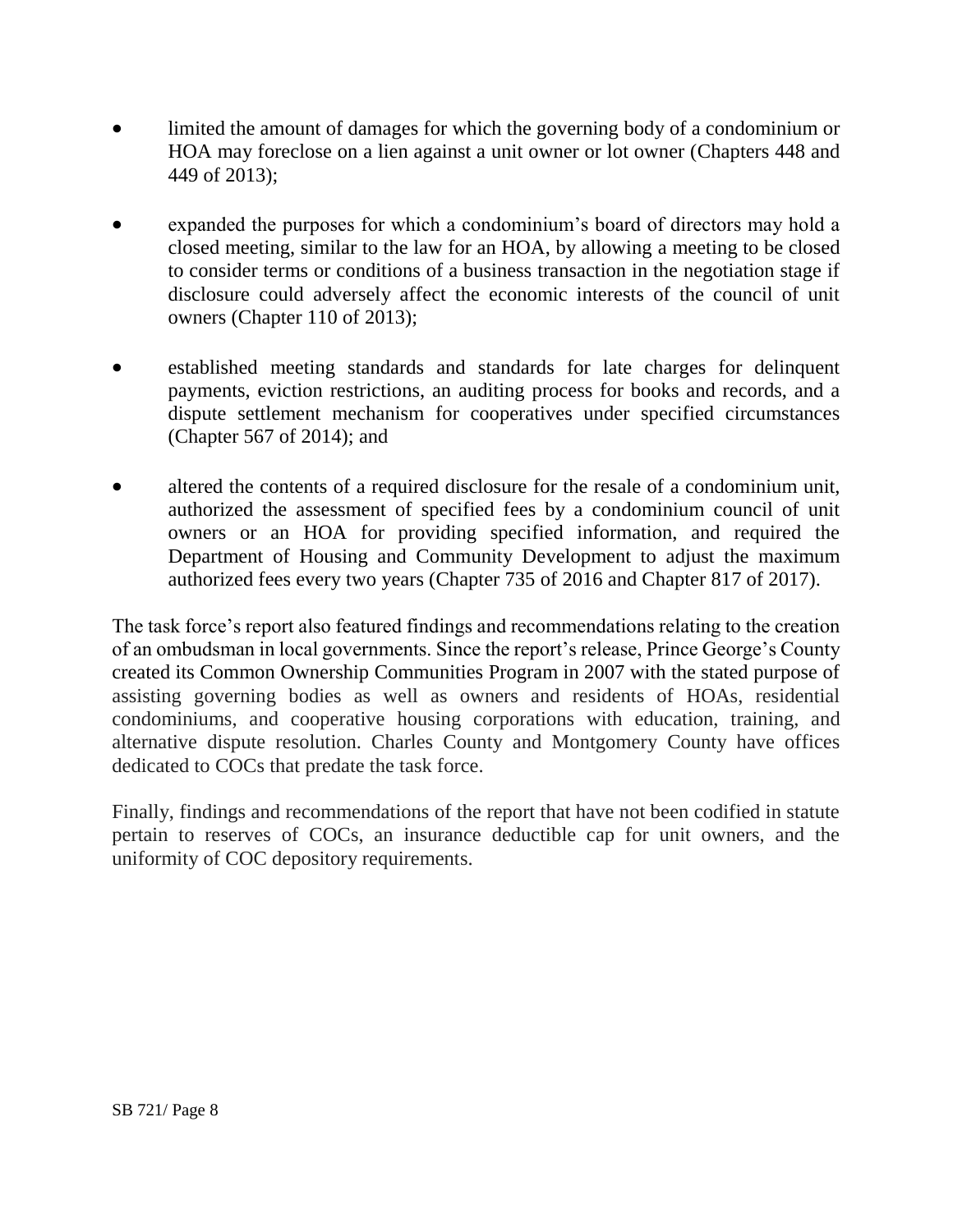- limited the amount of damages for which the governing body of a condominium or HOA may foreclose on a lien against a unit owner or lot owner (Chapters 448 and 449 of 2013);
- expanded the purposes for which a condominium's board of directors may hold a closed meeting, similar to the law for an HOA, by allowing a meeting to be closed to consider terms or conditions of a business transaction in the negotiation stage if disclosure could adversely affect the economic interests of the council of unit owners (Chapter 110 of 2013);
- established meeting standards and standards for late charges for delinquent payments, eviction restrictions, an auditing process for books and records, and a dispute settlement mechanism for cooperatives under specified circumstances (Chapter 567 of 2014); and
- altered the contents of a required disclosure for the resale of a condominium unit, authorized the assessment of specified fees by a condominium council of unit owners or an HOA for providing specified information, and required the Department of Housing and Community Development to adjust the maximum authorized fees every two years (Chapter 735 of 2016 and Chapter 817 of 2017).

The task force's report also featured findings and recommendations relating to the creation of an ombudsman in local governments. Since the report's release, Prince George's County created its Common Ownership Communities Program in 2007 with the stated purpose of assisting governing bodies as well as owners and residents of HOAs, residential condominiums, and cooperative housing corporations with education, training, and alternative dispute resolution. Charles County and Montgomery County have offices dedicated to COCs that predate the task force.

Finally, findings and recommendations of the report that have not been codified in statute pertain to reserves of COCs, an insurance deductible cap for unit owners, and the uniformity of COC depository requirements.